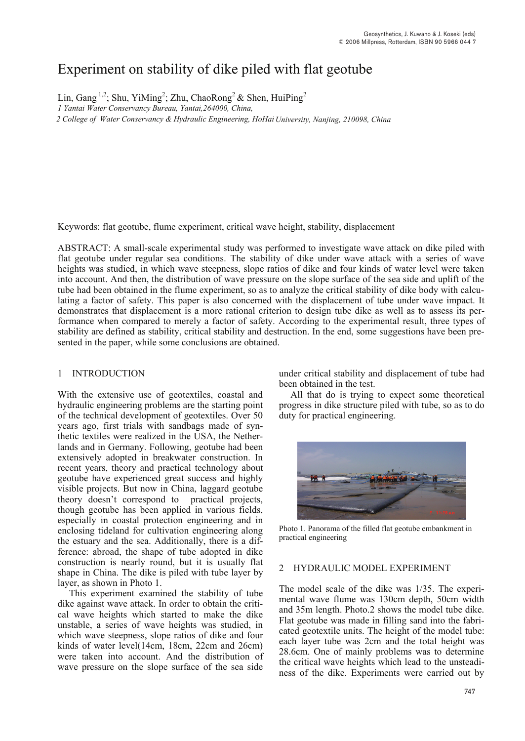# Experiment on stability of dike piled with flat geotube

Lin, Gang [1,2]; Shu, YiMing[2]; Zhu, ChaoRong[2] & Shen, HuiPing[2]

*1 Yantai Water Conservancy Bureau, Yantai,264000, China,*

*2 College of Water Conservancy & Hydraulic Engineering, HoHai University, Nanjing, 210098, China*

Keywords: flat geotube, flume experiment, critical wave height, stability, displacement

ABSTRACT: A small-scale experimental study was performed to investigate wave attack on dike piled with flat geotube under regular sea conditions. The stability of dike under wave attack with a series of wave heights was studied, in which wave steepness, slope ratios of dike and four kinds of water level were taken into account. And then, the distribution of wave pressure on the slope surface of the sea side and uplift of the tube had been obtained in the flume experiment, so as to analyze the critical stability of dike body with calculating a factor of safety. This paper is also concerned with the displacement of tube under wave impact. It demonstrates that displacement is a more rational criterion to design tube dike as well as to assess its performance when compared to merely a factor of safety. According to the experimental result, three types of stability are defined as stability, critical stability and destruction. In the end, some suggestions have been presented in the paper, while some conclusions are obtained.

## 1 INTRODUCTION

With the extensive use of geotextiles, coastal and hydraulic engineering problems are the starting point of the technical development of geotextiles. Over 50 years ago, first trials with sandbags made of synthetic textiles were realized in the USA, the Netherlands and in Germany. Following, geotube had been extensively adopted in breakwater construction. In recent years, theory and practical technology about geotube have experienced great success and highly visible projects. But now in China, laggard geotube theory doesn't correspond to practical projects, though geotube has been applied in various fields, especially in coastal protection engineering and in enclosing tideland for cultivation engineering along the estuary and the sea. Additionally, there is a difference: abroad, the shape of tube adopted in dike construction is nearly round, but it is usually flat shape in China. The dike is piled with tube layer by layer, as shown in Photo 1.

This experiment examined the stability of tube dike against wave attack. In order to obtain the critical wave heights which started to make the dike unstable, a series of wave heights was studied, in which wave steepness, slope ratios of dike and four kinds of water level(14cm, 18cm, 22cm and 26cm) were taken into account. And the distribution of wave pressure on the slope surface of the sea side under critical stability and displacement of tube had been obtained in the test.

All that do is trying to expect some theoretical progress in dike structure piled with tube, so as to do duty for practical engineering.

Photo 1. Panorama of the filled flat geotube embankment in practical engineering

## 2 HYDRAULIC MODEL EXPERIMENT

The model scale of the dike was 1/35. The experimental wave flume was 130cm depth, 50cm width and 35m length. Photo.2 shows the model tube dike. Flat geotube was made in filling sand into the fabricated geotextile units. The height of the model tube: each layer tube was 2cm and the total height was 28.6cm. One of mainly problems was to determine the critical wave heights which lead to the unsteadiness of the dike. Experiments were carried out by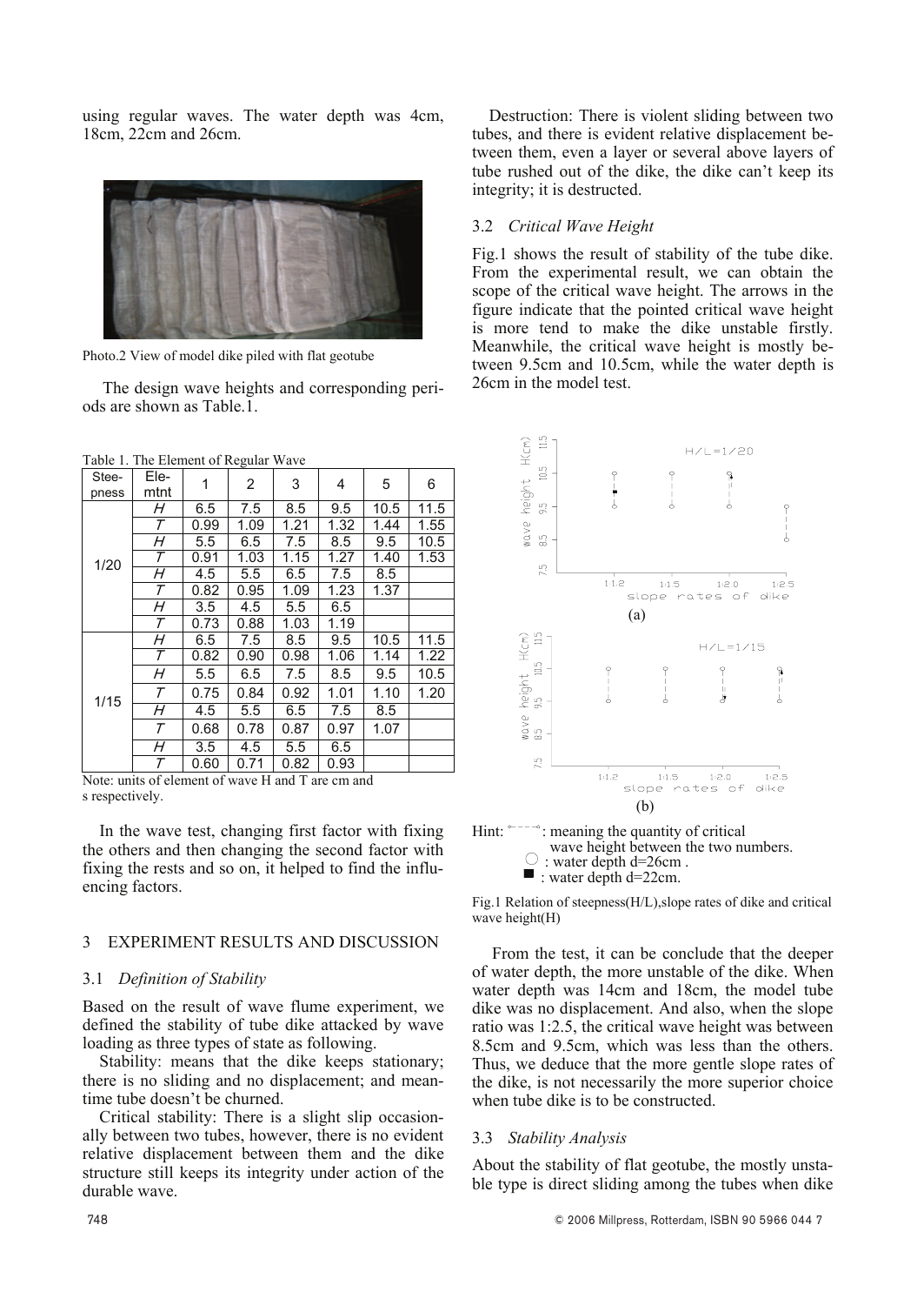using regular waves. The water depth was 4cm, 18cm, 22cm and 26cm.

Photo.2 View of model dike piled with flat geotube

The design wave heights and corresponding periods are shown as Table.1.

Table 1. The Element of Regular Wave

| Steepness | Element | 1 | 2 | 3 | 4 | 5 | 6 |
|---|---|---|---|---|---|---|---|
| 1/20 | *H* | 6.5 | 7.5 | 8.5 | 9.5 | 10.5 | 11.5 |
| | *T* | 0.99 | 1.09 | 1.21 | 1.32 | 1.44 | 1.55 |
| | *H* | 5.5 | 6.5 | 7.5 | 8.5 | 9.5 | 10.5 |
| | *T* | 0.91 | 1.03 | 1.15 | 1.27 | 1.40 | 1.53 |
| | *H* | 4.5 | 5.5 | 6.5 | 7.5 | 8.5 | |
| | *T* | 0.82 | 0.95 | 1.09 | 1.23 | 1.37 | |
| | *H* | 3.5 | 4.5 | 5.5 | 6.5 | | |
| | *T* | 0.73 | 0.88 | 1.03 | 1.19 | | |
| 1/15 | *H* | 6.5 | 7.5 | 8.5 | 9.5 | 10.5 | 11.5 |
| | *T* | 0.82 | 0.90 | 0.98 | 1.06 | 1.14 | 1.22 |
| | *H* | 5.5 | 6.5 | 7.5 | 8.5 | 9.5 | 10.5 |
| | *T* | 0.75 | 0.84 | 0.92 | 1.01 | 1.10 | 1.20 |
| | *H* | 4.5 | 5.5 | 6.5 | 7.5 | 8.5 | |
| | *T* | 0.68 | 0.78 | 0.87 | 0.97 | 1.07 | |
| | *H* | 3.5 | 4.5 | 5.5 | 6.5 | | |
| | *T* | 0.60 | 0.71 | 0.82 | 0.93 | | |

Note: units of element of wave H and T are cm and s respectively.

In the wave test, changing first factor with fixing the others and then changing the second factor with fixing the rests and so on, it helped to find the influencing factors.

## 3 EXPERIMENT RESULTS AND DISCUSSION

### 3.1 *Definition of Stability*

Based on the result of wave flume experiment, we defined the stability of tube dike attacked by wave loading as three types of state as following.

Stability: means that the dike keeps stationary; there is no sliding and no displacement; and meantime tube doesn't be churned.

Critical stability: There is a slight slip occasionally between two tubes, however, there is no evident relative displacement between them and the dike structure still keeps its integrity under action of the durable wave.

Destruction: There is violent sliding between two tubes, and there is evident relative displacement between them, even a layer or several above layers of tube rushed out of the dike, the dike can't keep its integrity; it is destructed.

### 3.2 *Critical Wave Height*

Fig.1 shows the result of stability of the tube dike. From the experimental result, we can obtain the scope of the critical wave height. The arrows in the figure indicate that the pointed critical wave height is more tend to make the dike unstable firstly. Meanwhile, the critical wave height is mostly between 9.5cm and 10.5cm, while the water depth is 26cm in the model test.

Hint: meaning the quantity of critical wave height between the two numbers. ○ : water depth d=26cm . ■ : water depth d=22cm.

Fig.1 Relation of steepness(H/L),slope rates of dike and critical wave height(H)

From the test, it can be conclude that the deeper of water depth, the more unstable of the dike. When water depth was 14cm and 18cm, the model tube dike was no displacement. And also, when the slope ratio was 1:2.5, the critical wave height was between 8.5cm and 9.5cm, which was less than the others. Thus, we deduce that the more gentle slope rates of the dike, is not necessarily the more superior choice when tube dike is to be constructed.

### 3.3 *Stability Analysis*

About the stability of flat geotube, the mostly unstable type is direct sliding among the tubes when dike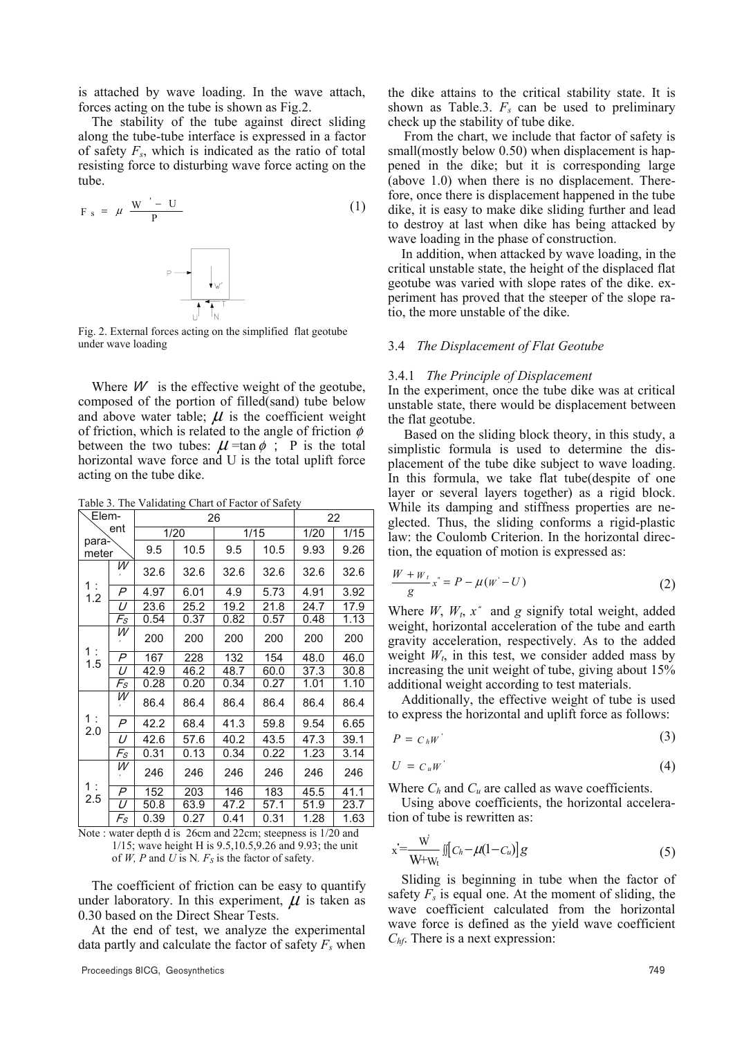is attached by wave loading. In the wave attach, forces acting on the tube is shown as Fig.2.

The stability of the tube against direct sliding along the tube-tube interface is expressed in a factor of safety $F_s$, which is indicated as the ratio of total resisting force to disturbing wave force acting on the tube.

$$F_s = \mu \frac{W' - U}{P} \tag{1}$$

Fig. 2. External forces acting on the simplified flat geotube under wave loading

Where $W$ is the effective weight of the geotube, composed of the portion of filled(sand) tube below and above water table; $\mu$ is the coefficient weight of friction, which is related to the angle of friction $\phi$ between the two tubes: $\mu = \tan\phi$ ; P is the total horizontal wave force and U is the total uplift force acting on the tube dike.

Table 3. The Validating Chart of Factor of Safety

| Element / parameter | | 26 | | | | 22 | |
|---|---|---|---|---|---|---|---|
| | | 1/20 | | 1/15 | | 1/20 | 1/15 |
| | | 9.5 | 10.5 | 9.5 | 10.5 | 9.93 | 9.26 |
| 1 : 1.2 | $W'$ | 32.6 | 32.6 | 32.6 | 32.6 | 32.6 | 32.6 |
| | $P$ | 4.97 | 6.01 | 4.9 | 5.73 | 4.91 | 3.92 |
| | $U$ | 23.6 | 25.2 | 19.2 | 21.8 | 24.7 | 17.9 |
| | $F_S$ | 0.54 | 0.37 | 0.82 | 0.57 | 0.48 | 1.13 |
| 1 : 1.5 | $W'$ | 200 | 200 | 200 | 200 | 200 | 200 |
| | $P$ | 167 | 228 | 132 | 154 | 48.0 | 46.0 |
| | $U$ | 42.9 | 46.2 | 48.7 | 60.0 | 37.3 | 30.8 |
| | $F_S$ | 0.28 | 0.20 | 0.34 | 0.27 | 1.01 | 1.10 |
| 1 : 2.0 | $W'$ | 86.4 | 86.4 | 86.4 | 86.4 | 86.4 | 86.4 |
| | $P$ | 42.2 | 68.4 | 41.3 | 59.8 | 9.54 | 6.65 |
| | $U$ | 42.6 | 57.6 | 40.2 | 43.5 | 47.3 | 39.1 |
| | $F_S$ | 0.31 | 0.13 | 0.34 | 0.22 | 1.23 | 3.14 |
| 1 : 2.5 | $W'$ | 246 | 246 | 246 | 246 | 246 | 246 |
| | $P$ | 152 | 203 | 146 | 183 | 45.5 | 41.1 |
| | $U$ | 50.8 | 63.9 | 47.2 | 57.1 | 51.9 | 23.7 |
| | $F_S$ | 0.39 | 0.27 | 0.41 | 0.31 | 1.28 | 1.63 |

Note : water depth d is 26cm and 22cm; steepness is 1/20 and 1/15; wave height H is 9.5,10.5,9.26 and 9.93; the unit of $W$, $P$ and $U$ is N. $F_S$ is the factor of safety.

The coefficient of friction can be easy to quantify under laboratory. In this experiment, $\mu$ is taken as 0.30 based on the Direct Shear Tests.

At the end of test, we analyze the experimental data partly and calculate the factor of safety $F_s$ when the dike attains to the critical stability state. It is shown as Table.3. $F_s$ can be used to preliminary check up the stability of tube dike.

From the chart, we include that factor of safety is small(mostly below 0.50) when displacement is happened in the dike; but it is corresponding large (above 1.0) when there is no displacement. Therefore, once there is displacement happened in the tube dike, it is easy to make dike sliding further and lead to destroy at last when dike has being attacked by wave loading in the phase of construction.

In addition, when attacked by wave loading, in the critical unstable state, the height of the displaced flat geotube was varied with slope rates of the dike. experiment has proved that the steeper of the slope ratio, the more unstable of the dike.

### 3.4 *The Displacement of Flat Geotube*

#### 3.4.1 *The Principle of Displacement*

In the experiment, once the tube dike was at critical unstable state, there would be displacement between the flat geotube.

Based on the sliding block theory, in this study, a simplistic formula is used to determine the displacement of the tube dike subject to wave loading. In this formula, we take flat tube(despite of one layer or several layers together) as a rigid block. While its damping and stiffness properties are neglected. Thus, the sliding conforms a rigid-plastic law: the Coulomb Criterion. In the horizontal direction, the equation of motion is expressed as:

$$\frac{W + W_t}{g} x'' = P - \mu (W' - U) \tag{2}$$

Where $W$, $W_t$, $x''$ and $g$ signify total weight, added weight, horizontal acceleration of the tube and earth gravity acceleration, respectively. As to the added weight $W_t$, in this test, we consider added mass by increasing the unit weight of tube, giving about 15% additional weight according to test materials.

Additionally, the effective weight of tube is used to express the horizontal and uplift force as follows:

$$P = C_h W' \tag{3}$$

$$U = C_u W' \tag{4}$$

Where $C_h$ and $C_u$ are called as wave coefficients.

Using above coefficients, the horizontal acceleration of tube is rewritten as:

$$x'' = \frac{W'}{W + W_t} \iint \left[ C_h - \mu (1 - C_u) \right] g \tag{5}$$

Sliding is beginning in tube when the factor of safety $F_s$ is equal one. At the moment of sliding, the wave coefficient calculated from the horizontal wave force is defined as the yield wave coefficient $C_{hf}$. There is a next expression: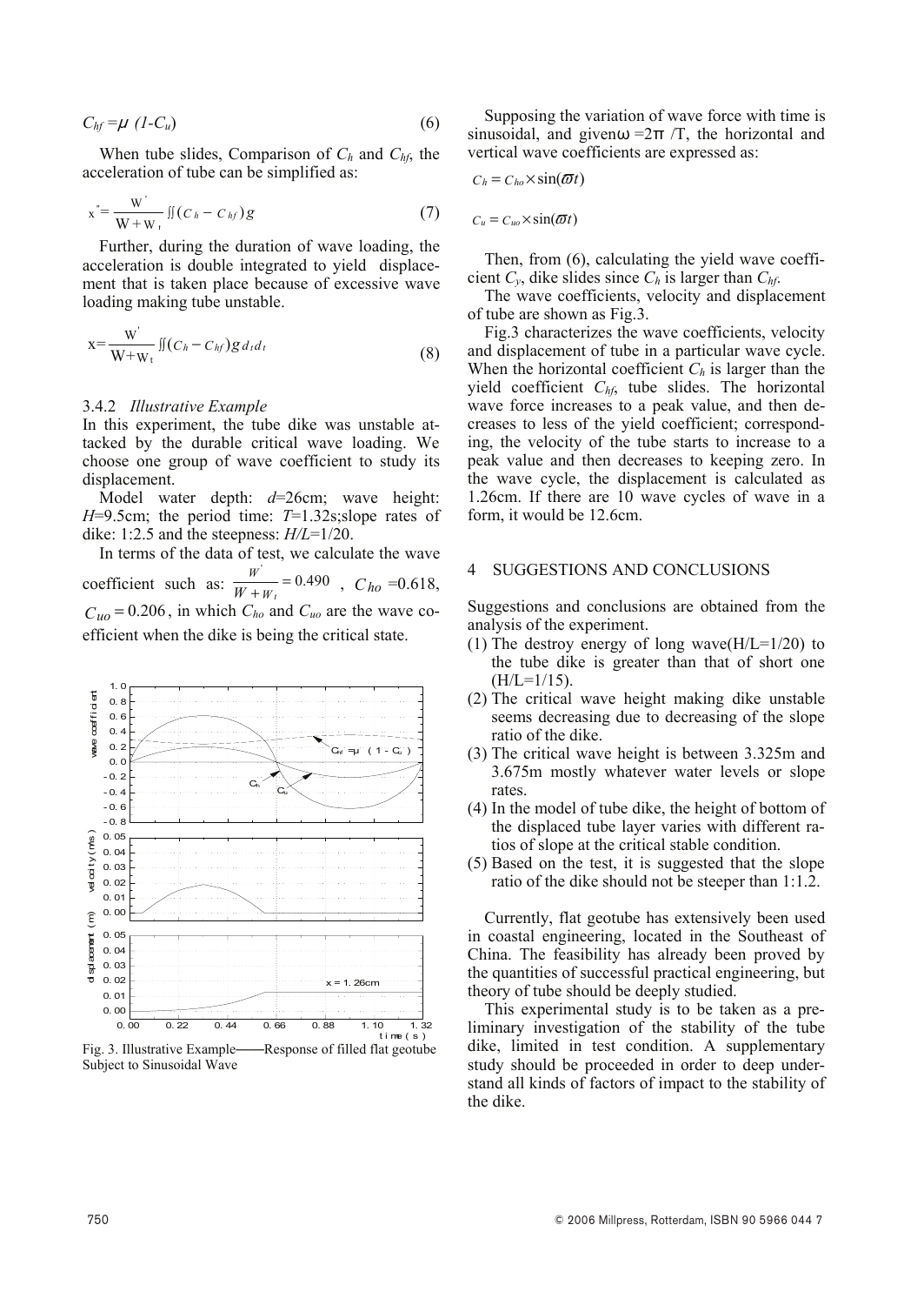$$C_{hf} = \mu \ (1\text{-}C_u) \tag{6}$$

When tube slides, Comparison of $C_h$ and $C_{hf}$, the acceleration of tube can be simplified as:

$$x'' = \frac{W'}{W + W_t} \iint (C_h - C_{hf}) g \tag{7}$$

Further, during the duration of wave loading, the acceleration is double integrated to yield displacement that is taken place because of excessive wave loading making tube unstable.

$$x = \frac{W'}{W + W_t} \iint (C_h - C_{hf}) g \, d_t d_t \tag{8}$$

### 3.4.2 *Illustrative Example*

In this experiment, the tube dike was unstable attacked by the durable critical wave loading. We choose one group of wave coefficient to study its displacement.

Model water depth: $d$=26cm; wave height: $H$=9.5cm; the period time: $T$=1.32s;slope rates of dike: 1:2.5 and the steepness: $H/L$=1/20.

In terms of the data of test, we calculate the wave coefficient such as: $\frac{W'}{W + W_t} = 0.490$ , $C_{ho}$ =0.618, $C_{uo} = 0.206$, in which $C_{ho}$ and $C_{uo}$ are the wave coefficient when the dike is being the critical state.

Fig. 3. Illustrative Example——Response of filled flat geotube Subject to Sinusoidal Wave

Supposing the variation of wave force with time is sinusoidal, and given $\omega = 2\pi / T$, the horizontal and vertical wave coefficients are expressed as:

$$C_h = C_{ho} \times \sin(\varpi t)$$

$$C_u = C_{uo} \times \sin(\varpi t)$$

Then, from (6), calculating the yield wave coefficient $C_y$, dike slides since $C_h$ is larger than $C_{hf}$.

The wave coefficients, velocity and displacement of tube are shown as Fig.3.

Fig.3 characterizes the wave coefficients, velocity and displacement of tube in a particular wave cycle. When the horizontal coefficient $C_h$ is larger than the yield coefficient $C_{hf}$, tube slides. The horizontal wave force increases to a peak value, and then decreases to less of the yield coefficient; corresponding, the velocity of the tube starts to increase to a peak value and then decreases to keeping zero. In the wave cycle, the displacement is calculated as 1.26cm. If there are 10 wave cycles of wave in a form, it would be 12.6cm.

## 4 SUGGESTIONS AND CONCLUSIONS

Suggestions and conclusions are obtained from the analysis of the experiment.

(1) The destroy energy of long wave(H/L=1/20) to the tube dike is greater than that of short one (H/L=1/15).
(2) The critical wave height making dike unstable seems decreasing due to decreasing of the slope ratio of the dike.
(3) The critical wave height is between 3.325m and 3.675m mostly whatever water levels or slope rates.
(4) In the model of tube dike, the height of bottom of the displaced tube layer varies with different ratios of slope at the critical stable condition.
(5) Based on the test, it is suggested that the slope ratio of the dike should not be steeper than 1:1.2.

Currently, flat geotube has extensively been used in coastal engineering, located in the Southeast of China. The feasibility has already been proved by the quantities of successful practical engineering, but theory of tube should be deeply studied.

This experimental study is to be taken as a preliminary investigation of the stability of the tube dike, limited in test condition. A supplementary study should be proceeded in order to deep understand all kinds of factors of impact to the stability of the dike.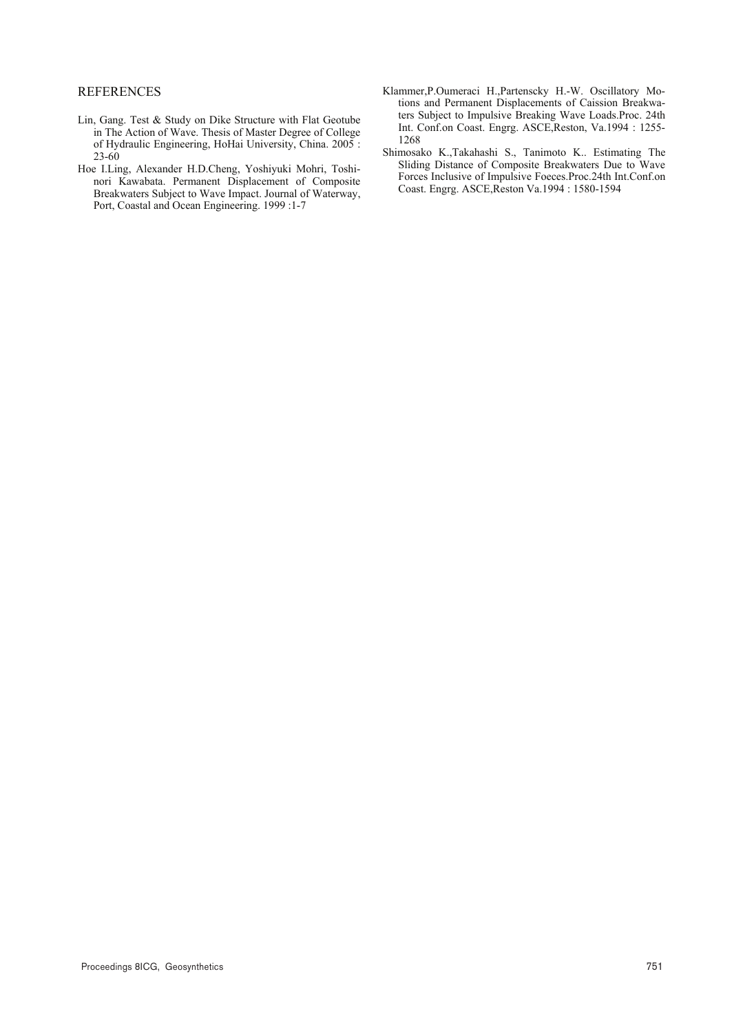## REFERENCES

Lin, Gang. Test & Study on Dike Structure with Flat Geotube in The Action of Wave. Thesis of Master Degree of College of Hydraulic Engineering, HoHai University, China. 2005 : 23-60

Hoe I.Ling, Alexander H.D.Cheng, Yoshiyuki Mohri, Toshinori Kawabata. Permanent Displacement of Composite Breakwaters Subject to Wave Impact. Journal of Waterway, Port, Coastal and Ocean Engineering. 1999 :1-7

Klammer,P.Oumeraci H.,Partenscky H.-W. Oscillatory Motions and Permanent Displacements of Caission Breakwaters Subject to Impulsive Breaking Wave Loads.Proc. 24th Int. Conf.on Coast. Engrg. ASCE,Reston, Va.1994 : 1255-1268

Shimosako K.,Takahashi S., Tanimoto K.. Estimating The Sliding Distance of Composite Breakwaters Due to Wave Forces Inclusive of Impulsive Foeces.Proc.24th Int.Conf.on Coast. Engrg. ASCE,Reston Va.1994 : 1580-1594